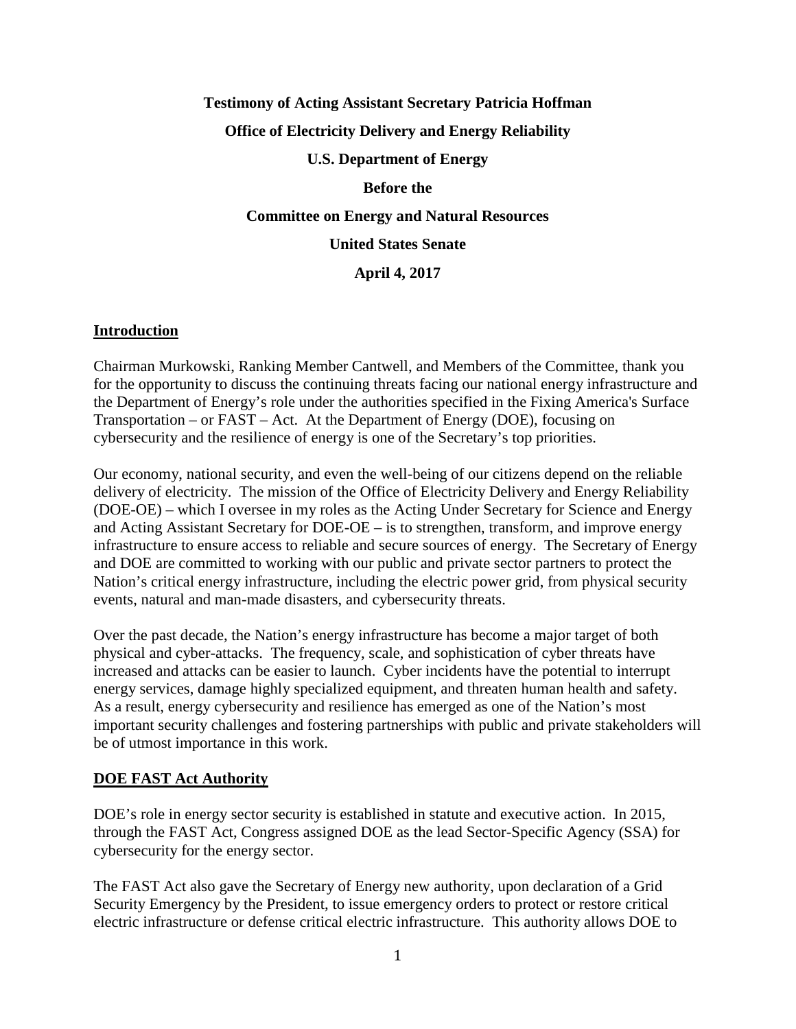**Testimony of Acting Assistant Secretary Patricia Hoffman**

**Office of Electricity Delivery and Energy Reliability**

**U.S. Department of Energy**

**Before the**

**Committee on Energy and Natural Resources**

**United States Senate**

**April 4, 2017**

## Introduction

Chairman Murkowski, Ranking Member Cantwell, and Members of the Committee, thank you for the opportunity to discuss the continuing threats facing our national energy infrastructure and the Department of Energy's role under the authorities specified in the Fixing America's Surface Transportation – or FAST – Act. At the Department of Energy (DOE), focusing on cybersecurity and the resilience of energy is one of the Secretary's top priorities.

Our economy, national security, and even the well-being of our citizens depend on the reliable delivery of electricity. The mission of the Office of Electricity Delivery and Energy Reliability (DOE-OE) – which I oversee in my roles as the Acting Under Secretary for Science and Energy and Acting Assistant Secretary for DOE-OE – is to strengthen, transform, and improve energy infrastructure to ensure access to reliable and secure sources of energy. The Secretary of Energy and DOE are committed to working with our public and private sector partners to protect the Nation's critical energy infrastructure, including the electric power grid, from physical security events, natural and man-made disasters, and cybersecurity threats.

Over the past decade, the Nation's energy infrastructure has become a major target of both physical and cyber-attacks. The frequency, scale, and sophistication of cyber threats have increased and attacks can be easier to launch. Cyber incidents have the potential to interrupt energy services, damage highly specialized equipment, and threaten human health and safety. As a result, energy cybersecurity and resilience has emerged as one of the Nation's most important security challenges and fostering partnerships with public and private stakeholders will be of utmost importance in this work.

## DOE FAST Act Authority

DOE's role in energy sector security is established in statute and executive action. In 2015, through the FAST Act, Congress assigned DOE as the lead Sector-Specific Agency (SSA) for cybersecurity for the energy sector.

The FAST Act also gave the Secretary of Energy new authority, upon declaration of a Grid Security Emergency by the President, to issue emergency orders to protect or restore critical electric infrastructure or defense critical electric infrastructure. This authority allows DOE to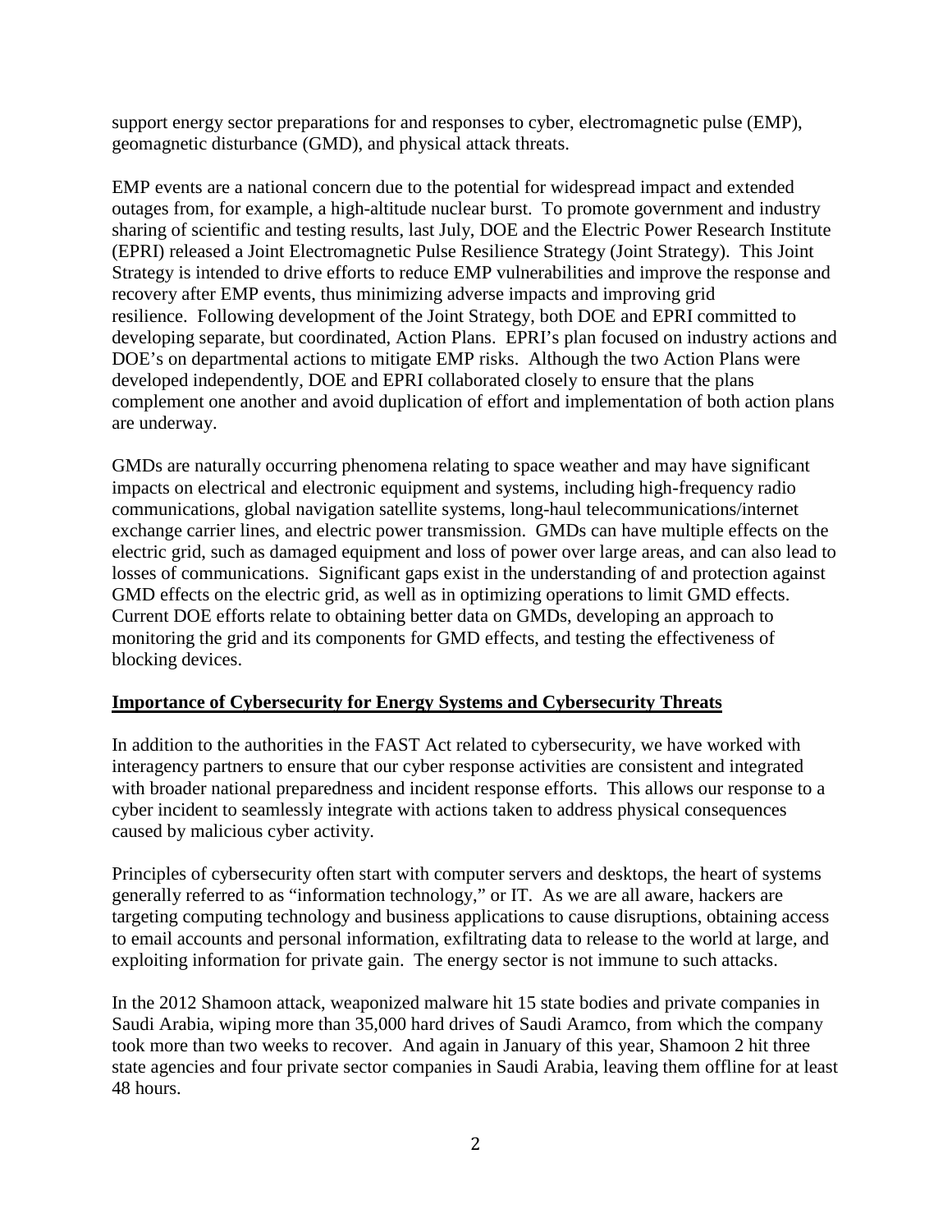support energy sector preparations for and responses to cyber, electromagnetic pulse (EMP), geomagnetic disturbance (GMD), and physical attack threats.

EMP events are a national concern due to the potential for widespread impact and extended outages from, for example, a high-altitude nuclear burst. To promote government and industry sharing of scientific and testing results, last July, DOE and the Electric Power Research Institute (EPRI) released a Joint Electromagnetic Pulse Resilience Strategy (Joint Strategy). This Joint Strategy is intended to drive efforts to reduce EMP vulnerabilities and improve the response and recovery after EMP events, thus minimizing adverse impacts and improving grid resilience. Following development of the Joint Strategy, both DOE and EPRI committed to developing separate, but coordinated, Action Plans. EPRI's plan focused on industry actions and DOE's on departmental actions to mitigate EMP risks. Although the two Action Plans were developed independently, DOE and EPRI collaborated closely to ensure that the plans complement one another and avoid duplication of effort and implementation of both action plans are underway.

GMDs are naturally occurring phenomena relating to space weather and may have significant impacts on electrical and electronic equipment and systems, including high-frequency radio communications, global navigation satellite systems, long-haul telecommunications/internet exchange carrier lines, and electric power transmission. GMDs can have multiple effects on the electric grid, such as damaged equipment and loss of power over large areas, and can also lead to losses of communications. Significant gaps exist in the understanding of and protection against GMD effects on the electric grid, as well as in optimizing operations to limit GMD effects. Current DOE efforts relate to obtaining better data on GMDs, developing an approach to monitoring the grid and its components for GMD effects, and testing the effectiveness of blocking devices.

**Importance of Cybersecurity for Energy Systems and Cybersecurity Threats**

In addition to the authorities in the FAST Act related to cybersecurity, we have worked with interagency partners to ensure that our cyber response activities are consistent and integrated with broader national preparedness and incident response efforts. This allows our response to a cyber incident to seamlessly integrate with actions taken to address physical consequences caused by malicious cyber activity.

Principles of cybersecurity often start with computer servers and desktops, the heart of systems generally referred to as "information technology," or IT. As we are all aware, hackers are targeting computing technology and business applications to cause disruptions, obtaining access to email accounts and personal information, exfiltrating data to release to the world at large, and exploiting information for private gain. The energy sector is not immune to such attacks.

In the 2012 Shamoon attack, weaponized malware hit 15 state bodies and private companies in Saudi Arabia, wiping more than 35,000 hard drives of Saudi Aramco, from which the company took more than two weeks to recover. And again in January of this year, Shamoon 2 hit three state agencies and four private sector companies in Saudi Arabia, leaving them offline for at least 48 hours.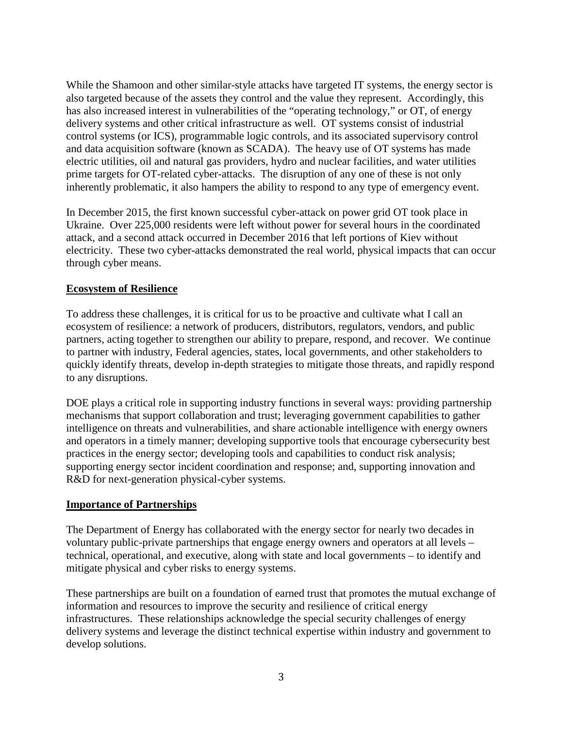While the Shamoon and other similar-style attacks have targeted IT systems, the energy sector is also targeted because of the assets they control and the value they represent. Accordingly, this has also increased interest in vulnerabilities of the "operating technology," or OT, of energy delivery systems and other critical infrastructure as well. OT systems consist of industrial control systems (or ICS), programmable logic controls, and its associated supervisory control and data acquisition software (known as SCADA). The heavy use of OT systems has made electric utilities, oil and natural gas providers, hydro and nuclear facilities, and water utilities prime targets for OT-related cyber-attacks. The disruption of any one of these is not only inherently problematic, it also hampers the ability to respond to any type of emergency event.

In December 2015, the first known successful cyber-attack on power grid OT took place in Ukraine. Over 225,000 residents were left without power for several hours in the coordinated attack, and a second attack occurred in December 2016 that left portions of Kiev without electricity. These two cyber-attacks demonstrated the real world, physical impacts that can occur through cyber means.

**Ecosystem of Resilience**

To address these challenges, it is critical for us to be proactive and cultivate what I call an ecosystem of resilience: a network of producers, distributors, regulators, vendors, and public partners, acting together to strengthen our ability to prepare, respond, and recover. We continue to partner with industry, Federal agencies, states, local governments, and other stakeholders to quickly identify threats, develop in-depth strategies to mitigate those threats, and rapidly respond to any disruptions.

DOE plays a critical role in supporting industry functions in several ways: providing partnership mechanisms that support collaboration and trust; leveraging government capabilities to gather intelligence on threats and vulnerabilities, and share actionable intelligence with energy owners and operators in a timely manner; developing supportive tools that encourage cybersecurity best practices in the energy sector; developing tools and capabilities to conduct risk analysis; supporting energy sector incident coordination and response; and, supporting innovation and R&D for next-generation physical-cyber systems.

**Importance of Partnerships**

The Department of Energy has collaborated with the energy sector for nearly two decades in voluntary public-private partnerships that engage energy owners and operators at all levels – technical, operational, and executive, along with state and local governments – to identify and mitigate physical and cyber risks to energy systems.

These partnerships are built on a foundation of earned trust that promotes the mutual exchange of information and resources to improve the security and resilience of critical energy infrastructures. These relationships acknowledge the special security challenges of energy delivery systems and leverage the distinct technical expertise within industry and government to develop solutions.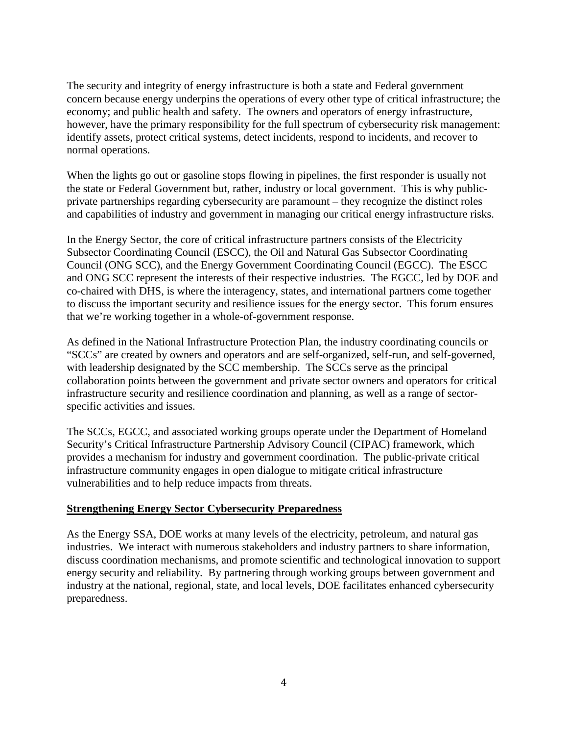The security and integrity of energy infrastructure is both a state and Federal government concern because energy underpins the operations of every other type of critical infrastructure; the economy; and public health and safety. The owners and operators of energy infrastructure, however, have the primary responsibility for the full spectrum of cybersecurity risk management: identify assets, protect critical systems, detect incidents, respond to incidents, and recover to normal operations.

When the lights go out or gasoline stops flowing in pipelines, the first responder is usually not the state or Federal Government but, rather, industry or local government. This is why public-private partnerships regarding cybersecurity are paramount – they recognize the distinct roles and capabilities of industry and government in managing our critical energy infrastructure risks.

In the Energy Sector, the core of critical infrastructure partners consists of the Electricity Subsector Coordinating Council (ESCC), the Oil and Natural Gas Subsector Coordinating Council (ONG SCC), and the Energy Government Coordinating Council (EGCC). The ESCC and ONG SCC represent the interests of their respective industries. The EGCC, led by DOE and co-chaired with DHS, is where the interagency, states, and international partners come together to discuss the important security and resilience issues for the energy sector. This forum ensures that we're working together in a whole-of-government response.

As defined in the National Infrastructure Protection Plan, the industry coordinating councils or "SCCs" are created by owners and operators and are self-organized, self-run, and self-governed, with leadership designated by the SCC membership. The SCCs serve as the principal collaboration points between the government and private sector owners and operators for critical infrastructure security and resilience coordination and planning, as well as a range of sector-specific activities and issues.

The SCCs, EGCC, and associated working groups operate under the Department of Homeland Security's Critical Infrastructure Partnership Advisory Council (CIPAC) framework, which provides a mechanism for industry and government coordination. The public-private critical infrastructure community engages in open dialogue to mitigate critical infrastructure vulnerabilities and to help reduce impacts from threats.

## Strengthening Energy Sector Cybersecurity Preparedness

As the Energy SSA, DOE works at many levels of the electricity, petroleum, and natural gas industries. We interact with numerous stakeholders and industry partners to share information, discuss coordination mechanisms, and promote scientific and technological innovation to support energy security and reliability. By partnering through working groups between government and industry at the national, regional, state, and local levels, DOE facilitates enhanced cybersecurity preparedness.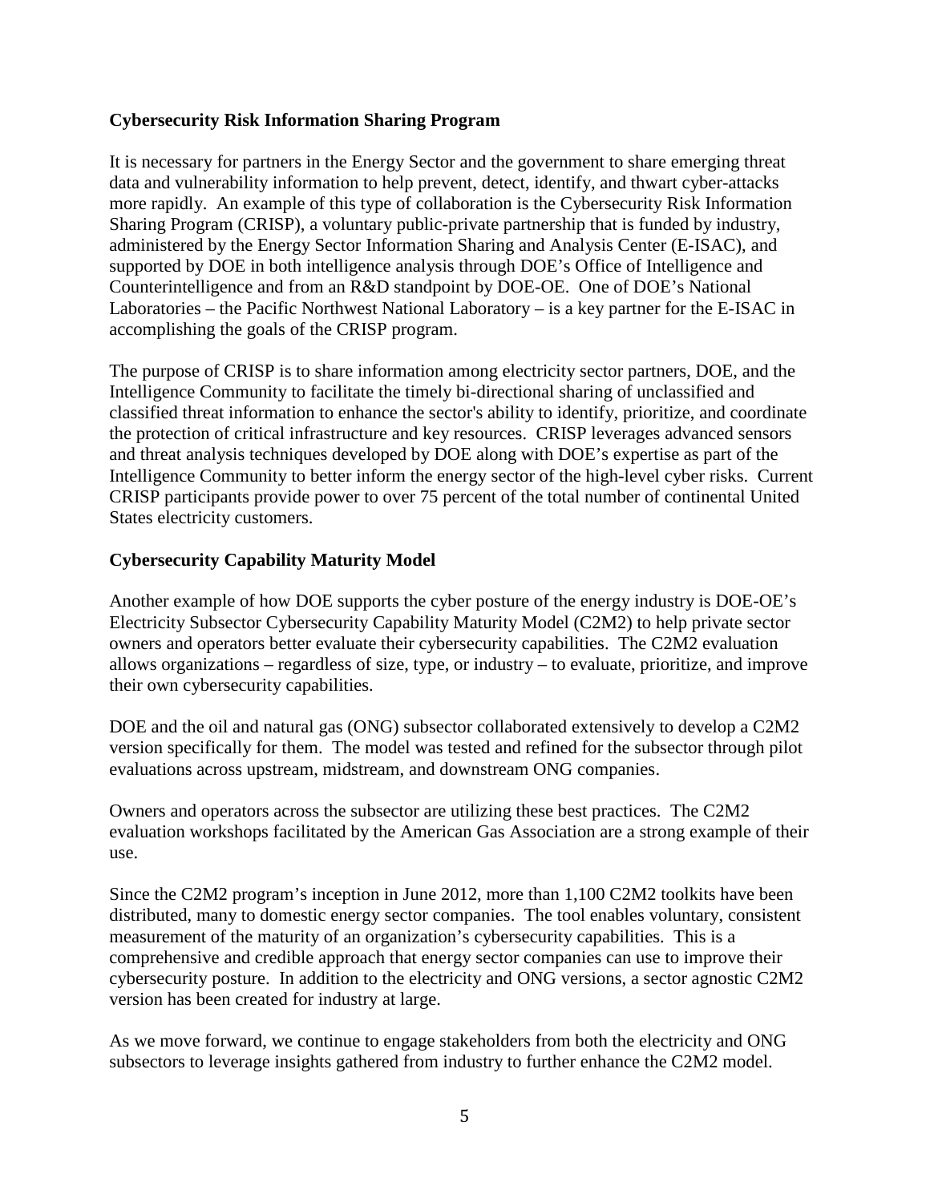**Cybersecurity Risk Information Sharing Program**

It is necessary for partners in the Energy Sector and the government to share emerging threat data and vulnerability information to help prevent, detect, identify, and thwart cyber-attacks more rapidly. An example of this type of collaboration is the Cybersecurity Risk Information Sharing Program (CRISP), a voluntary public-private partnership that is funded by industry, administered by the Energy Sector Information Sharing and Analysis Center (E-ISAC), and supported by DOE in both intelligence analysis through DOE's Office of Intelligence and Counterintelligence and from an R&D standpoint by DOE-OE. One of DOE's National Laboratories – the Pacific Northwest National Laboratory – is a key partner for the E-ISAC in accomplishing the goals of the CRISP program.

The purpose of CRISP is to share information among electricity sector partners, DOE, and the Intelligence Community to facilitate the timely bi-directional sharing of unclassified and classified threat information to enhance the sector's ability to identify, prioritize, and coordinate the protection of critical infrastructure and key resources. CRISP leverages advanced sensors and threat analysis techniques developed by DOE along with DOE's expertise as part of the Intelligence Community to better inform the energy sector of the high-level cyber risks. Current CRISP participants provide power to over 75 percent of the total number of continental United States electricity customers.

**Cybersecurity Capability Maturity Model**

Another example of how DOE supports the cyber posture of the energy industry is DOE-OE's Electricity Subsector Cybersecurity Capability Maturity Model (C2M2) to help private sector owners and operators better evaluate their cybersecurity capabilities. The C2M2 evaluation allows organizations – regardless of size, type, or industry – to evaluate, prioritize, and improve their own cybersecurity capabilities.

DOE and the oil and natural gas (ONG) subsector collaborated extensively to develop a C2M2 version specifically for them. The model was tested and refined for the subsector through pilot evaluations across upstream, midstream, and downstream ONG companies.

Owners and operators across the subsector are utilizing these best practices. The C2M2 evaluation workshops facilitated by the American Gas Association are a strong example of their use.

Since the C2M2 program's inception in June 2012, more than 1,100 C2M2 toolkits have been distributed, many to domestic energy sector companies. The tool enables voluntary, consistent measurement of the maturity of an organization's cybersecurity capabilities. This is a comprehensive and credible approach that energy sector companies can use to improve their cybersecurity posture. In addition to the electricity and ONG versions, a sector agnostic C2M2 version has been created for industry at large.

As we move forward, we continue to engage stakeholders from both the electricity and ONG subsectors to leverage insights gathered from industry to further enhance the C2M2 model.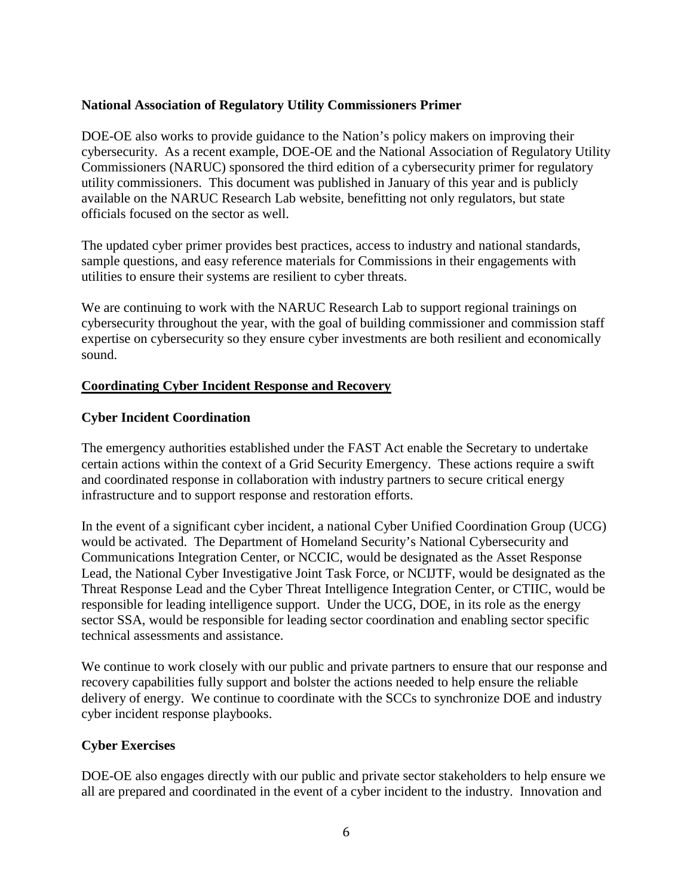### National Association of Regulatory Utility Commissioners Primer

DOE-OE also works to provide guidance to the Nation's policy makers on improving their cybersecurity. As a recent example, DOE-OE and the National Association of Regulatory Utility Commissioners (NARUC) sponsored the third edition of a cybersecurity primer for regulatory utility commissioners. This document was published in January of this year and is publicly available on the NARUC Research Lab website, benefitting not only regulators, but state officials focused on the sector as well.

The updated cyber primer provides best practices, access to industry and national standards, sample questions, and easy reference materials for Commissions in their engagements with utilities to ensure their systems are resilient to cyber threats.

We are continuing to work with the NARUC Research Lab to support regional trainings on cybersecurity throughout the year, with the goal of building commissioner and commission staff expertise on cybersecurity so they ensure cyber investments are both resilient and economically sound.

## Coordinating Cyber Incident Response and Recovery

### Cyber Incident Coordination

The emergency authorities established under the FAST Act enable the Secretary to undertake certain actions within the context of a Grid Security Emergency. These actions require a swift and coordinated response in collaboration with industry partners to secure critical energy infrastructure and to support response and restoration efforts.

In the event of a significant cyber incident, a national Cyber Unified Coordination Group (UCG) would be activated. The Department of Homeland Security's National Cybersecurity and Communications Integration Center, or NCCIC, would be designated as the Asset Response Lead, the National Cyber Investigative Joint Task Force, or NCIJTF, would be designated as the Threat Response Lead and the Cyber Threat Intelligence Integration Center, or CTIIC, would be responsible for leading intelligence support. Under the UCG, DOE, in its role as the energy sector SSA, would be responsible for leading sector coordination and enabling sector specific technical assessments and assistance.

We continue to work closely with our public and private partners to ensure that our response and recovery capabilities fully support and bolster the actions needed to help ensure the reliable delivery of energy. We continue to coordinate with the SCCs to synchronize DOE and industry cyber incident response playbooks.

### Cyber Exercises

DOE-OE also engages directly with our public and private sector stakeholders to help ensure we all are prepared and coordinated in the event of a cyber incident to the industry. Innovation and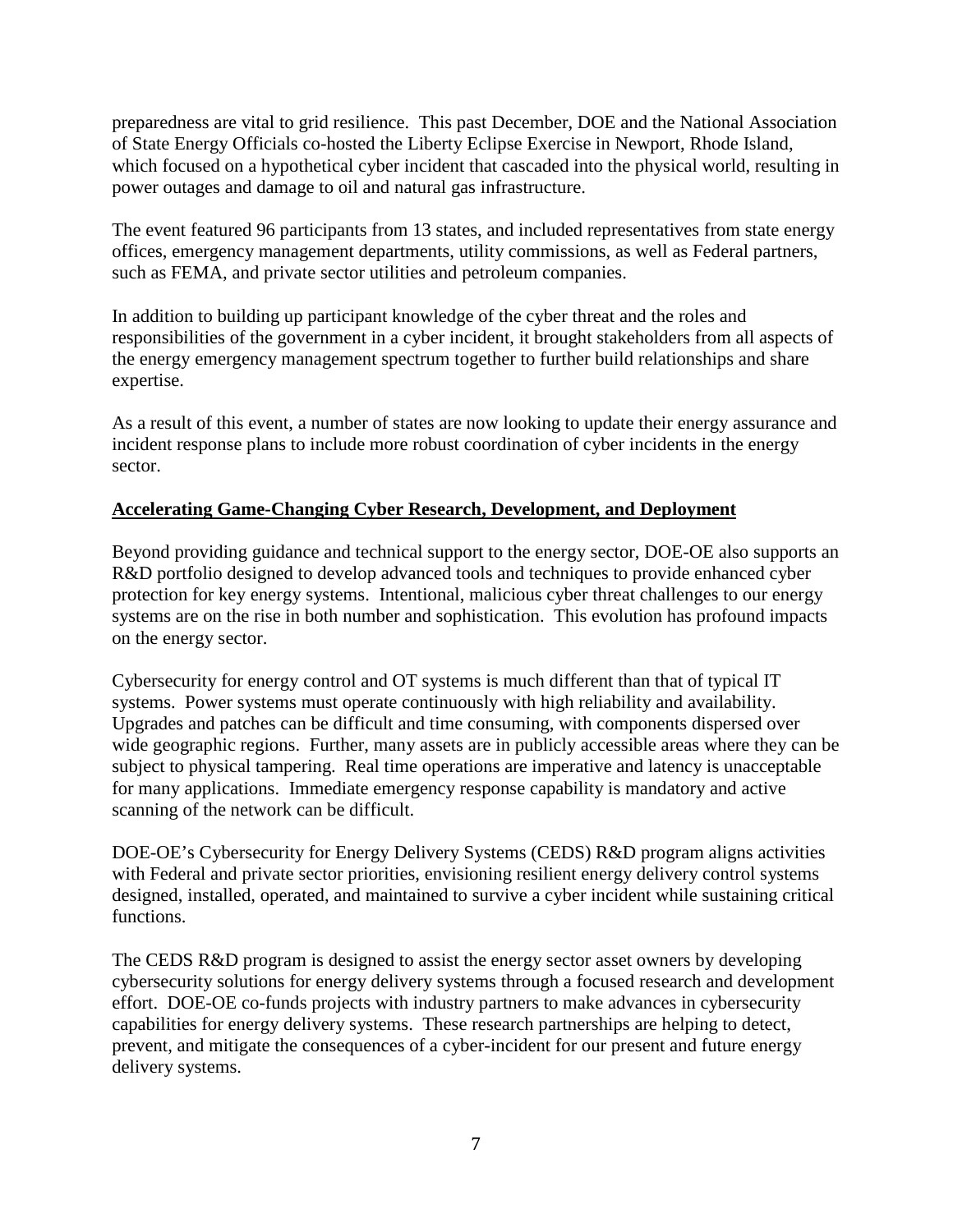preparedness are vital to grid resilience. This past December, DOE and the National Association of State Energy Officials co-hosted the Liberty Eclipse Exercise in Newport, Rhode Island, which focused on a hypothetical cyber incident that cascaded into the physical world, resulting in power outages and damage to oil and natural gas infrastructure.

The event featured 96 participants from 13 states, and included representatives from state energy offices, emergency management departments, utility commissions, as well as Federal partners, such as FEMA, and private sector utilities and petroleum companies.

In addition to building up participant knowledge of the cyber threat and the roles and responsibilities of the government in a cyber incident, it brought stakeholders from all aspects of the energy emergency management spectrum together to further build relationships and share expertise.

As a result of this event, a number of states are now looking to update their energy assurance and incident response plans to include more robust coordination of cyber incidents in the energy sector.

**Accelerating Game-Changing Cyber Research, Development, and Deployment**

Beyond providing guidance and technical support to the energy sector, DOE-OE also supports an R&D portfolio designed to develop advanced tools and techniques to provide enhanced cyber protection for key energy systems. Intentional, malicious cyber threat challenges to our energy systems are on the rise in both number and sophistication. This evolution has profound impacts on the energy sector.

Cybersecurity for energy control and OT systems is much different than that of typical IT systems. Power systems must operate continuously with high reliability and availability. Upgrades and patches can be difficult and time consuming, with components dispersed over wide geographic regions. Further, many assets are in publicly accessible areas where they can be subject to physical tampering. Real time operations are imperative and latency is unacceptable for many applications. Immediate emergency response capability is mandatory and active scanning of the network can be difficult.

DOE-OE's Cybersecurity for Energy Delivery Systems (CEDS) R&D program aligns activities with Federal and private sector priorities, envisioning resilient energy delivery control systems designed, installed, operated, and maintained to survive a cyber incident while sustaining critical functions.

The CEDS R&D program is designed to assist the energy sector asset owners by developing cybersecurity solutions for energy delivery systems through a focused research and development effort. DOE-OE co-funds projects with industry partners to make advances in cybersecurity capabilities for energy delivery systems. These research partnerships are helping to detect, prevent, and mitigate the consequences of a cyber-incident for our present and future energy delivery systems.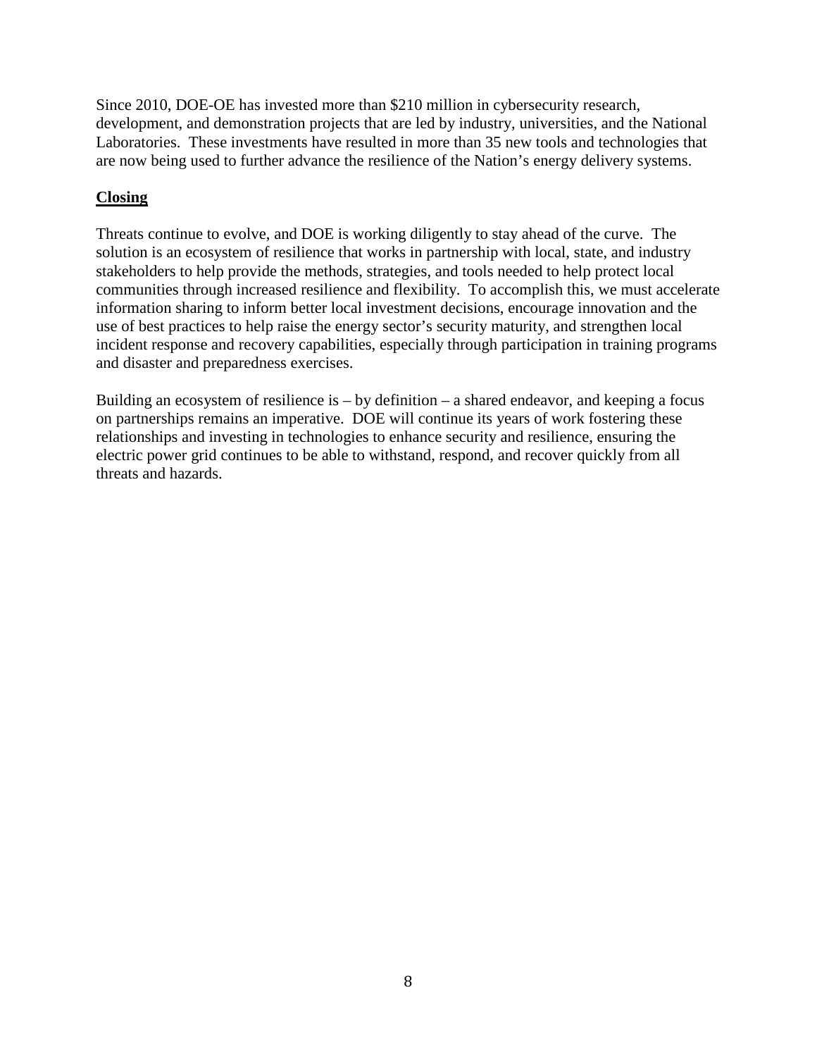Since 2010, DOE-OE has invested more than $210 million in cybersecurity research, development, and demonstration projects that are led by industry, universities, and the National Laboratories. These investments have resulted in more than 35 new tools and technologies that are now being used to further advance the resilience of the Nation's energy delivery systems.

## Closing

Threats continue to evolve, and DOE is working diligently to stay ahead of the curve. The solution is an ecosystem of resilience that works in partnership with local, state, and industry stakeholders to help provide the methods, strategies, and tools needed to help protect local communities through increased resilience and flexibility. To accomplish this, we must accelerate information sharing to inform better local investment decisions, encourage innovation and the use of best practices to help raise the energy sector's security maturity, and strengthen local incident response and recovery capabilities, especially through participation in training programs and disaster and preparedness exercises.

Building an ecosystem of resilience is – by definition – a shared endeavor, and keeping a focus on partnerships remains an imperative. DOE will continue its years of work fostering these relationships and investing in technologies to enhance security and resilience, ensuring the electric power grid continues to be able to withstand, respond, and recover quickly from all threats and hazards.